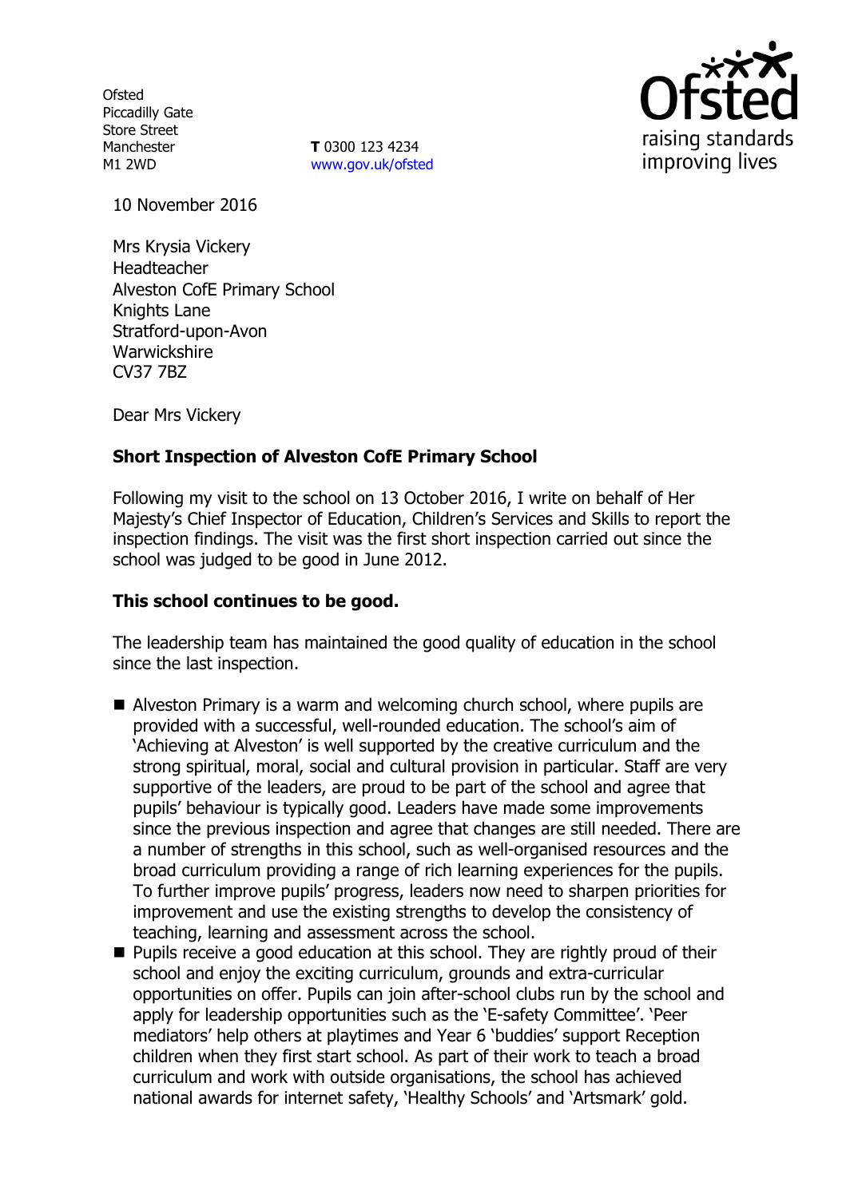Ofsted
Piccadilly Gate
Store Street
Manchester
M1 2WD

**T** 0300 123 4234
www.gov.uk/ofsted

Ofsted
raising standards
improving lives

10 November 2016

Mrs Krysia Vickery
Headteacher
Alveston CofE Primary School
Knights Lane
Stratford-upon-Avon
Warwickshire
CV37 7BZ

Dear Mrs Vickery

**Short Inspection of Alveston CofE Primary School**

Following my visit to the school on 13 October 2016, I write on behalf of Her Majesty's Chief Inspector of Education, Children's Services and Skills to report the inspection findings. The visit was the first short inspection carried out since the school was judged to be good in June 2012.

**This school continues to be good.**

The leadership team has maintained the good quality of education in the school since the last inspection.

- Alveston Primary is a warm and welcoming church school, where pupils are provided with a successful, well-rounded education. The school's aim of 'Achieving at Alveston' is well supported by the creative curriculum and the strong spiritual, moral, social and cultural provision in particular. Staff are very supportive of the leaders, are proud to be part of the school and agree that pupils' behaviour is typically good. Leaders have made some improvements since the previous inspection and agree that changes are still needed. There are a number of strengths in this school, such as well-organised resources and the broad curriculum providing a range of rich learning experiences for the pupils. To further improve pupils' progress, leaders now need to sharpen priorities for improvement and use the existing strengths to develop the consistency of teaching, learning and assessment across the school.
- Pupils receive a good education at this school. They are rightly proud of their school and enjoy the exciting curriculum, grounds and extra-curricular opportunities on offer. Pupils can join after-school clubs run by the school and apply for leadership opportunities such as the 'E-safety Committee'. 'Peer mediators' help others at playtimes and Year 6 'buddies' support Reception children when they first start school. As part of their work to teach a broad curriculum and work with outside organisations, the school has achieved national awards for internet safety, 'Healthy Schools' and 'Artsmark' gold.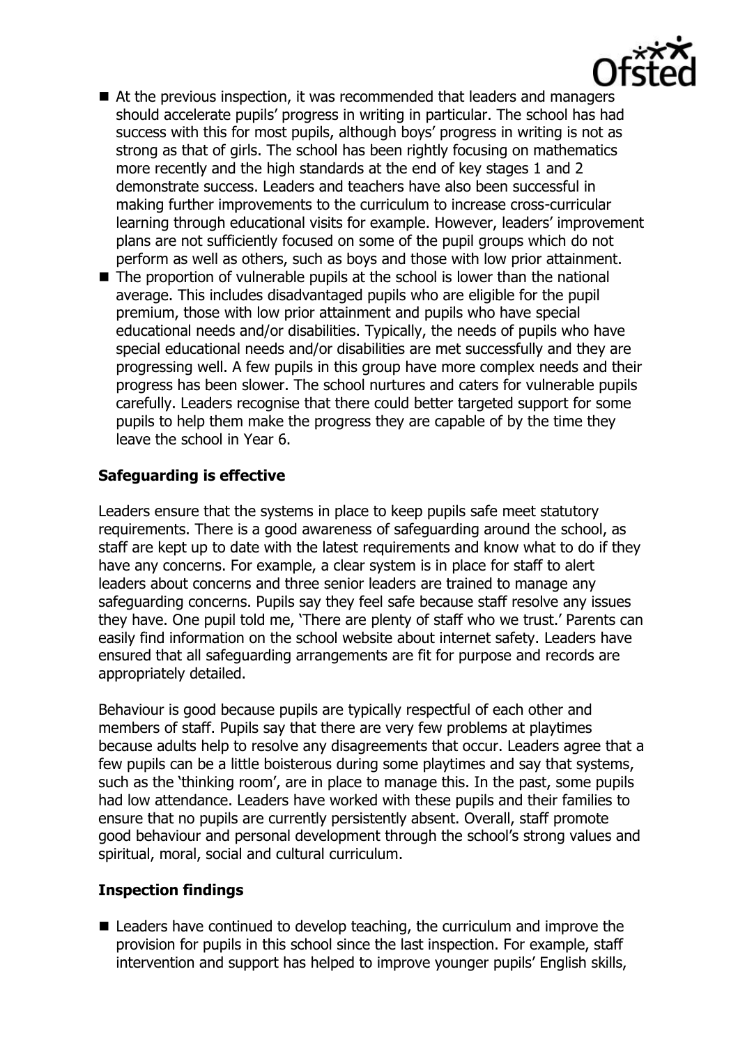- At the previous inspection, it was recommended that leaders and managers should accelerate pupils' progress in writing in particular. The school has had success with this for most pupils, although boys' progress in writing is not as strong as that of girls. The school has been rightly focusing on mathematics more recently and the high standards at the end of key stages 1 and 2 demonstrate success. Leaders and teachers have also been successful in making further improvements to the curriculum to increase cross-curricular learning through educational visits for example. However, leaders' improvement plans are not sufficiently focused on some of the pupil groups which do not perform as well as others, such as boys and those with low prior attainment.
- The proportion of vulnerable pupils at the school is lower than the national average. This includes disadvantaged pupils who are eligible for the pupil premium, those with low prior attainment and pupils who have special educational needs and/or disabilities. Typically, the needs of pupils who have special educational needs and/or disabilities are met successfully and they are progressing well. A few pupils in this group have more complex needs and their progress has been slower. The school nurtures and caters for vulnerable pupils carefully. Leaders recognise that there could better targeted support for some pupils to help them make the progress they are capable of by the time they leave the school in Year 6.

### Safeguarding is effective

Leaders ensure that the systems in place to keep pupils safe meet statutory requirements. There is a good awareness of safeguarding around the school, as staff are kept up to date with the latest requirements and know what to do if they have any concerns. For example, a clear system is in place for staff to alert leaders about concerns and three senior leaders are trained to manage any safeguarding concerns. Pupils say they feel safe because staff resolve any issues they have. One pupil told me, 'There are plenty of staff who we trust.' Parents can easily find information on the school website about internet safety. Leaders have ensured that all safeguarding arrangements are fit for purpose and records are appropriately detailed.

Behaviour is good because pupils are typically respectful of each other and members of staff. Pupils say that there are very few problems at playtimes because adults help to resolve any disagreements that occur. Leaders agree that a few pupils can be a little boisterous during some playtimes and say that systems, such as the 'thinking room', are in place to manage this. In the past, some pupils had low attendance. Leaders have worked with these pupils and their families to ensure that no pupils are currently persistently absent. Overall, staff promote good behaviour and personal development through the school's strong values and spiritual, moral, social and cultural curriculum.

### Inspection findings

- Leaders have continued to develop teaching, the curriculum and improve the provision for pupils in this school since the last inspection. For example, staff intervention and support has helped to improve younger pupils' English skills,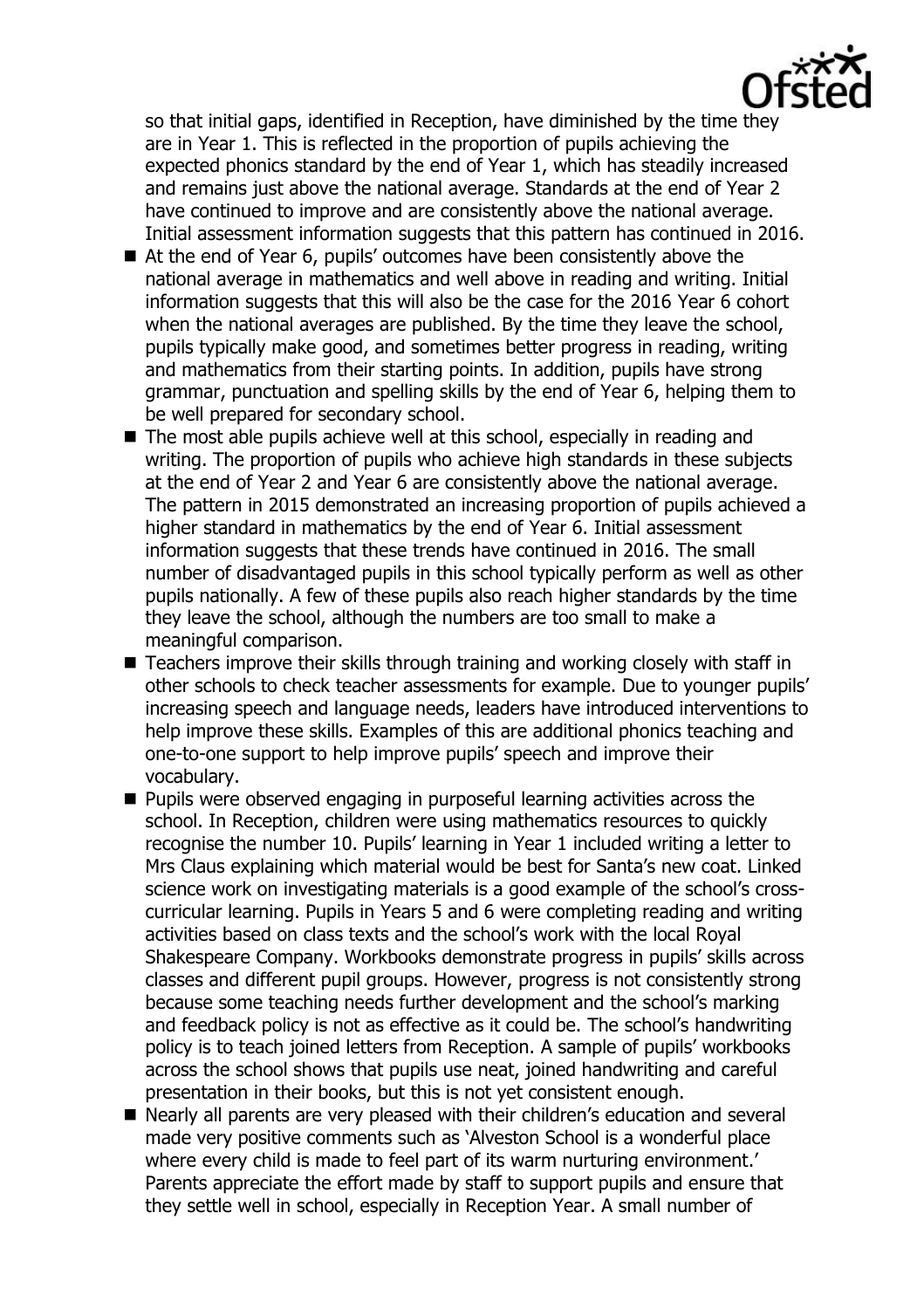so that initial gaps, identified in Reception, have diminished by the time they are in Year 1. This is reflected in the proportion of pupils achieving the expected phonics standard by the end of Year 1, which has steadily increased and remains just above the national average. Standards at the end of Year 2 have continued to improve and are consistently above the national average. Initial assessment information suggests that this pattern has continued in 2016.

- At the end of Year 6, pupils' outcomes have been consistently above the national average in mathematics and well above in reading and writing. Initial information suggests that this will also be the case for the 2016 Year 6 cohort when the national averages are published. By the time they leave the school, pupils typically make good, and sometimes better progress in reading, writing and mathematics from their starting points. In addition, pupils have strong grammar, punctuation and spelling skills by the end of Year 6, helping them to be well prepared for secondary school.
- The most able pupils achieve well at this school, especially in reading and writing. The proportion of pupils who achieve high standards in these subjects at the end of Year 2 and Year 6 are consistently above the national average. The pattern in 2015 demonstrated an increasing proportion of pupils achieved a higher standard in mathematics by the end of Year 6. Initial assessment information suggests that these trends have continued in 2016. The small number of disadvantaged pupils in this school typically perform as well as other pupils nationally. A few of these pupils also reach higher standards by the time they leave the school, although the numbers are too small to make a meaningful comparison.
- Teachers improve their skills through training and working closely with staff in other schools to check teacher assessments for example. Due to younger pupils' increasing speech and language needs, leaders have introduced interventions to help improve these skills. Examples of this are additional phonics teaching and one-to-one support to help improve pupils' speech and improve their vocabulary.
- Pupils were observed engaging in purposeful learning activities across the school. In Reception, children were using mathematics resources to quickly recognise the number 10. Pupils' learning in Year 1 included writing a letter to Mrs Claus explaining which material would be best for Santa's new coat. Linked science work on investigating materials is a good example of the school's cross-curricular learning. Pupils in Years 5 and 6 were completing reading and writing activities based on class texts and the school's work with the local Royal Shakespeare Company. Workbooks demonstrate progress in pupils' skills across classes and different pupil groups. However, progress is not consistently strong because some teaching needs further development and the school's marking and feedback policy is not as effective as it could be. The school's handwriting policy is to teach joined letters from Reception. A sample of pupils' workbooks across the school shows that pupils use neat, joined handwriting and careful presentation in their books, but this is not yet consistent enough.
- Nearly all parents are very pleased with their children's education and several made very positive comments such as 'Alveston School is a wonderful place where every child is made to feel part of its warm nurturing environment.' Parents appreciate the effort made by staff to support pupils and ensure that they settle well in school, especially in Reception Year. A small number of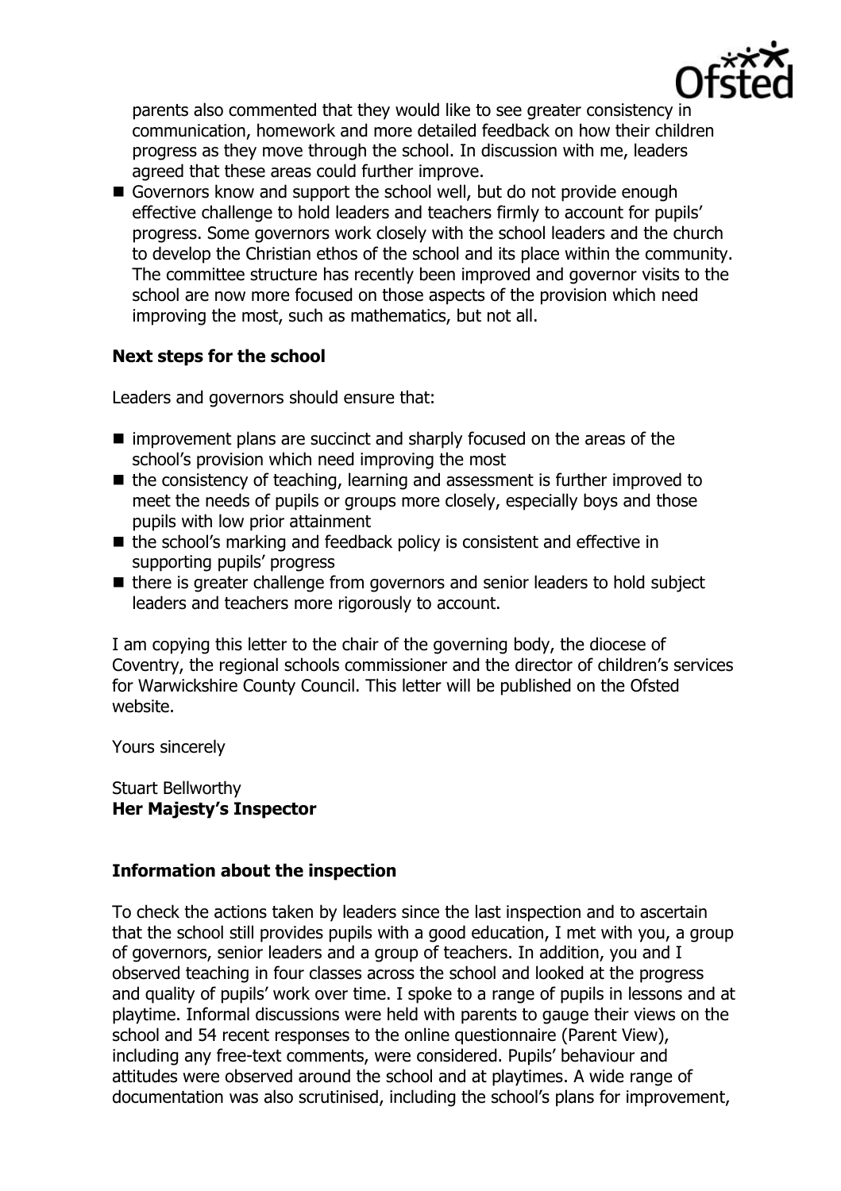parents also commented that they would like to see greater consistency in communication, homework and more detailed feedback on how their children progress as they move through the school. In discussion with me, leaders agreed that these areas could further improve.

- Governors know and support the school well, but do not provide enough effective challenge to hold leaders and teachers firmly to account for pupils' progress. Some governors work closely with the school leaders and the church to develop the Christian ethos of the school and its place within the community. The committee structure has recently been improved and governor visits to the school are now more focused on those aspects of the provision which need improving the most, such as mathematics, but not all.

### Next steps for the school

Leaders and governors should ensure that:

- improvement plans are succinct and sharply focused on the areas of the school's provision which need improving the most
- the consistency of teaching, learning and assessment is further improved to meet the needs of pupils or groups more closely, especially boys and those pupils with low prior attainment
- the school's marking and feedback policy is consistent and effective in supporting pupils' progress
- there is greater challenge from governors and senior leaders to hold subject leaders and teachers more rigorously to account.

I am copying this letter to the chair of the governing body, the diocese of Coventry, the regional schools commissioner and the director of children's services for Warwickshire County Council. This letter will be published on the Ofsted website.

Yours sincerely

Stuart Bellworthy
**Her Majesty's Inspector**

### Information about the inspection

To check the actions taken by leaders since the last inspection and to ascertain that the school still provides pupils with a good education, I met with you, a group of governors, senior leaders and a group of teachers. In addition, you and I observed teaching in four classes across the school and looked at the progress and quality of pupils' work over time. I spoke to a range of pupils in lessons and at playtime. Informal discussions were held with parents to gauge their views on the school and 54 recent responses to the online questionnaire (Parent View), including any free-text comments, were considered. Pupils' behaviour and attitudes were observed around the school and at playtimes. A wide range of documentation was also scrutinised, including the school's plans for improvement,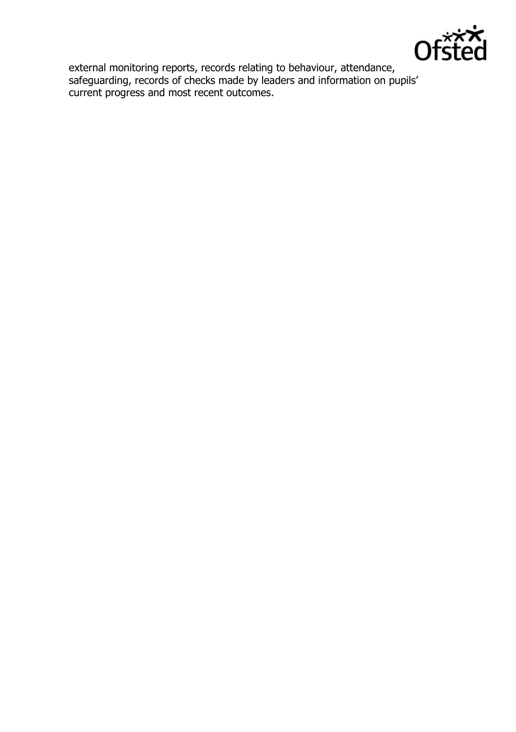external monitoring reports, records relating to behaviour, attendance, safeguarding, records of checks made by leaders and information on pupils' current progress and most recent outcomes.